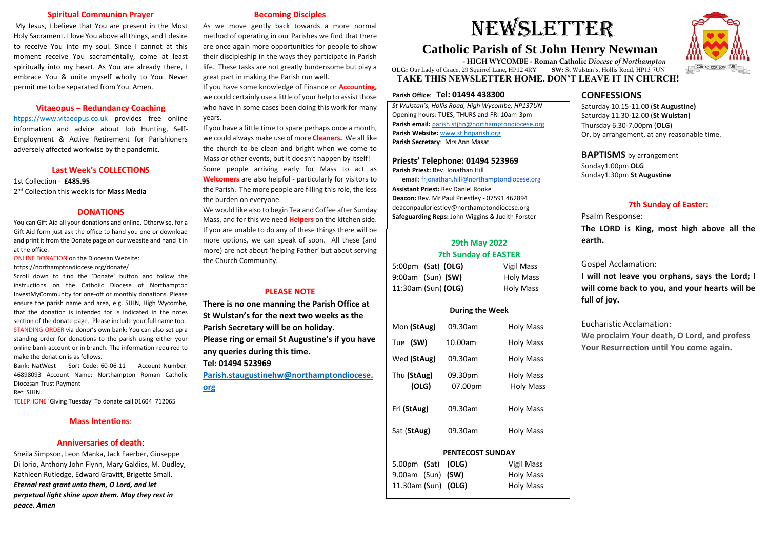## Spiritual Communion Prayer

My Jesus, I believe that You are present in the Most Holy Sacrament. I love You above all things, and I desire to receive You into my soul. Since I cannot at this moment receive You sacramentally, come at least spiritually into my heart. As You are already there, I embrace You & unite myself wholly to You. Never permit me to be separated from You. Amen.

## Vitaeopus – Redundancy Coaching

htpps://www.vitaeopus.co.uk provides free online information and advice about Job Hunting, Self-Employment & Active Retirement for Parishioners adversely affected workwise by the pandemic.

## Last Week's COLLECTIONS

1st Collection - **£485.95**
2nd Collection this week is for **Mass Media**

## DONATIONS

You can Gift Aid all your donations and online. Otherwise, for a Gift Aid form just ask the office to hand you one or download and print it from the Donate page on our website and hand it in at the office.

ONLINE DONATION on the Diocesan Website:
https://northamptondiocese.org/donate/

Scroll down to find the 'Donate' button and follow the instructions on the Catholic Diocese of Northampton InvestMyCommunity for one-off or monthly donations. Please ensure the parish name and area, e.g. SJHN, High Wycombe, that the donation is intended for is indicated in the notes section of the donate page. Please include your full name too.

STANDING ORDER via donor's own bank: You can also set up a standing order for donations to the parish using either your online bank account or in branch. The information required to make the donation is as follows.

Bank: NatWest Sort Code: 60-06-11 Account Number: 46898093 Account Name: Northampton Roman Catholic Diocesan Trust Payment
Ref: SJHN.

TELEPHONE 'Giving Tuesday' To donate call 01604 712065

## Mass Intentions:

## Anniversaries of death:

Sheila Simpson, Leon Manka, Jack Faerber, Giuseppe Di Iorio, Anthony John Flynn, Mary Galdies, M. Dudley, Kathleen Rutledge, Edward Gravitt, Brigette Small.

***Eternal rest grant unto them, O Lord, and let perpetual light shine upon them. May they rest in peace. Amen***

## Becoming Disciples

As we move gently back towards a more normal method of operating in our Parishes we find that there are once again more opportunities for people to show their discipleship in the ways they participate in Parish life. These tasks are not greatly burdensome but play a great part in making the Parish run well.

If you have some knowledge of Finance or **Accounting,** we could certainly use a little of your help to assist those who have in some cases been doing this work for many years.

If you have a little time to spare perhaps once a month, we could always make use of more **Cleaners.** We all like the church to be clean and bright when we come to Mass or other events, but it doesn't happen by itself!

Some people arriving early for Mass to act as **Welcomers** are also helpful - particularly for visitors to the Parish. The more people are filling this role, the less the burden on everyone.

We would like also to begin Tea and Coffee after Sunday Mass, and for this we need **Helpers** on the kitchen side. If you are unable to do any of these things there will be more options, we can speak of soon. All these (and more) are not about 'helping Father' but about serving the Church Community.

## PLEASE NOTE

**There is no one manning the Parish Office at St Wulstan's for the next two weeks as the Parish Secretary will be on holiday.**
**Please ring or email St Augustine's if you have any queries during this time.**
**Tel: 01494 523969**
**Parish.staugustinehw@northamptondiocese.org**

# NEWSLETTER

## Catholic Parish of St John Henry Newman

**- HIGH WYCOMBE - Roman Catholic** ***Diocese of Northampton***

**OLG:** Our Lady of Grace, 29 Squirrel Lane, HP12 4RY **SW:** St Wulstan's, Hollis Road, HP13 7UN

**TAKE THIS NEWSLETTER HOME. DON'T LEAVE IT IN CHURCH!**

**Parish Office: Tel: 01494 438300**

*St Wulstan's, Hollis Road, High Wycombe, HP137UN*
Opening hours: TUES, THURS and FRI 10am-3pm
**Parish email:** parish.stjhn@northamptondiocese.org
**Parish Website:** www.stjhnparish.org
**Parish Secretary**: Mrs Ann Masat

### Priests' Telephone: 01494 523969

**Parish Priest:** Rev. Jonathan Hill
email: frjonathan.hill@northamptondiocese.org
**Assistant Priest:** Rev Daniel Rooke
**Deacon:** Rev. Mr Paul Priestley - 07591 462894
deaconpaulpriestley@northamptondiocese.org
**Safeguarding Reps:** John Wiggins & Judith Forster

### 29th May 2022
### 7th Sunday of EASTER

| | | |
|---|---|---|
| 5:00pm (Sat) **(OLG)** | | Vigil Mass |
| 9:00am (Sun) **(SW)** | | Holy Mass |
| 11:30am (Sun) **(OLG)** | | Holy Mass |

**During the Week**

| | | |
|---|---|---|
| Mon **(StAug)** | 09.30am | Holy Mass |
| Tue **(SW)** | 10.00am | Holy Mass |
| Wed **(StAug)** | 09.30am | Holy Mass |
| Thu **(StAug)** | 09.30pm | Holy Mass |
| **(OLG)** | 07.00pm | Holy Mass |
| Fri **(StAug)** | 09.30am | Holy Mass |
| Sat (**StAug**) | 09.30am | Holy Mass |

**PENTECOST SUNDAY**

| | |
|---|---|
| 5.00pm (Sat) **(OLG)** | Vigil Mass |
| 9.00am (Sun) **(SW)** | Holy Mass |
| 11.30am (Sun) **(OLG)** | Holy Mass |

## CONFESSIONS

Saturday 10.15-11.00 (**St Augustine)**
Saturday 11.30-12.00 (**St Wulstan)**
Thursday 6.30-7.00pm (**OLG**)
Or, by arrangement, at any reasonable time.

**BAPTISMS** by arrangement
Sunday1.00pm **OLG**
Sunday1.30pm **St Augustine**

## 7th Sunday of Easter:

Psalm Response:
**The LORD is King, most high above all the earth.**

Gospel Acclamation:
**I will not leave you orphans, says the Lord; I will come back to you, and your hearts will be full of joy.**

Eucharistic Acclamation:
**We proclaim Your death, O Lord, and profess Your Resurrection until You come again.**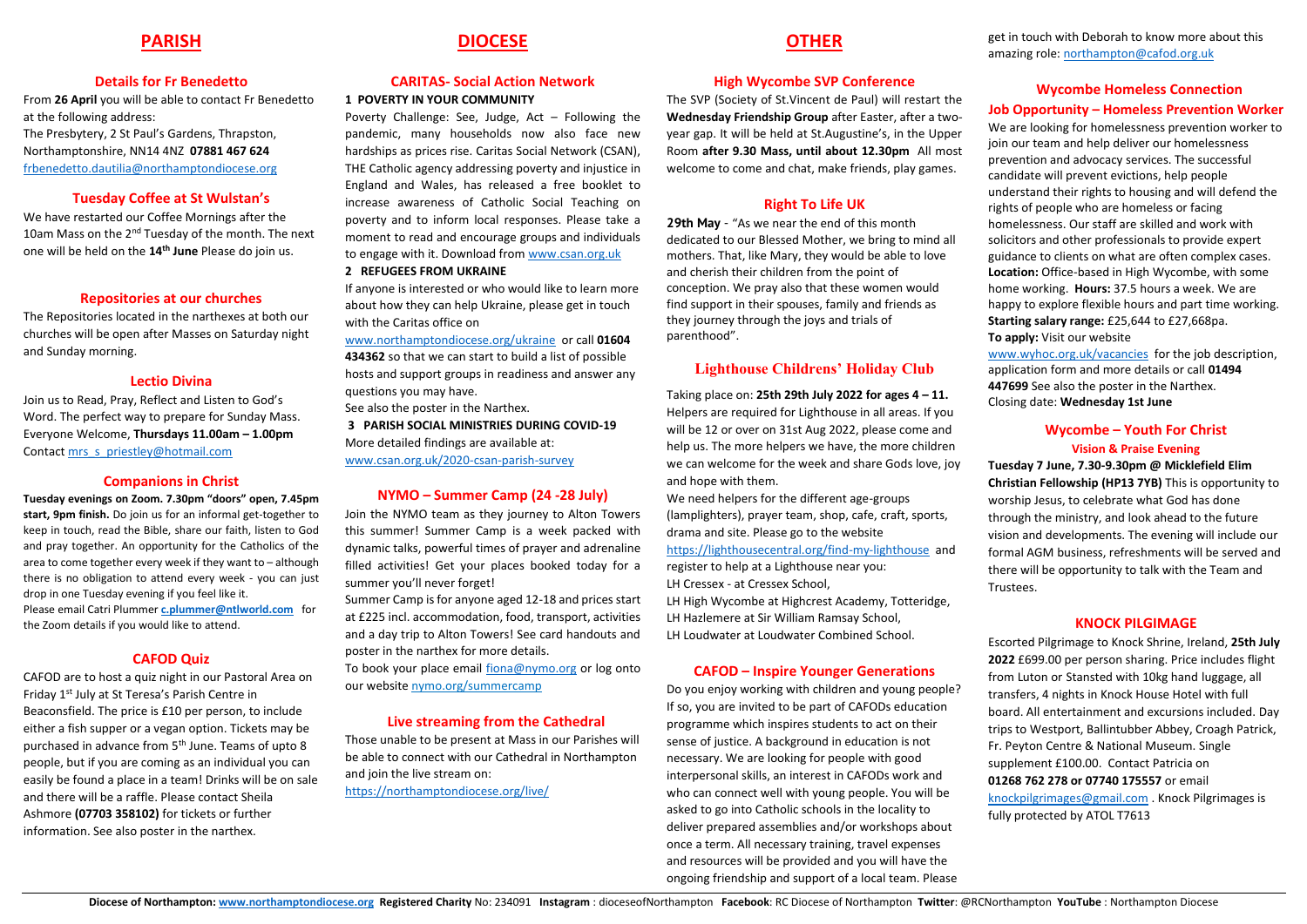# PARISH

## Details for Fr Benedetto

From **26 April** you will be able to contact Fr Benedetto at the following address:
The Presbytery, 2 St Paul's Gardens, Thrapston, Northamptonshire, NN14 4NZ **07881 467 624**
frbenedetto.dautilia@northamptondiocese.org

## Tuesday Coffee at St Wulstan's

We have restarted our Coffee Mornings after the 10am Mass on the 2nd Tuesday of the month. The next one will be held on the **14th June** Please do join us.

## Repositories at our churches

The Repositories located in the narthexes at both our churches will be open after Masses on Saturday night and Sunday morning.

## Lectio Divina

Join us to Read, Pray, Reflect and Listen to God's Word. The perfect way to prepare for Sunday Mass. Everyone Welcome, **Thursdays 11.00am – 1.00pm** Contact mrs_s_priestley@hotmail.com

## Companions in Christ

**Tuesday evenings on Zoom. 7.30pm "doors" open, 7.45pm start, 9pm finish.** Do join us for an informal get-together to keep in touch, read the Bible, share our faith, listen to God and pray together. An opportunity for the Catholics of the area to come together every week if they want to – although there is no obligation to attend every week - you can just drop in one Tuesday evening if you feel like it.
Please email Catri Plummer **c.plummer@ntlworld.com** for the Zoom details if you would like to attend.

## CAFOD Quiz

CAFOD are to host a quiz night in our Pastoral Area on Friday 1st July at St Teresa's Parish Centre in Beaconsfield. The price is £10 per person, to include either a fish supper or a vegan option. Tickets may be purchased in advance from 5th June. Teams of upto 8 people, but if you are coming as an individual you can easily be found a place in a team! Drinks will be on sale and there will be a raffle. Please contact Sheila Ashmore **(07703 358102)** for tickets or further information. See also poster in the narthex.

# DIOCESE

## CARITAS- Social Action Network

**1 POVERTY IN YOUR COMMUNITY**

Poverty Challenge: See, Judge, Act – Following the pandemic, many households now also face new hardships as prices rise. Caritas Social Network (CSAN), THE Catholic agency addressing poverty and injustice in England and Wales, has released a free booklet to increase awareness of Catholic Social Teaching on poverty and to inform local responses. Please take a moment to read and encourage groups and individuals to engage with it. Download from www.csan.org.uk

**2 REFUGEES FROM UKRAINE**

If anyone is interested or who would like to learn more about how they can help Ukraine, please get in touch with the Caritas office on www.northamptondiocese.org/ukraine or call **01604 434362** so that we can start to build a list of possible hosts and support groups in readiness and answer any questions you may have.
See also the poster in the Narthex.

**3 PARISH SOCIAL MINISTRIES DURING COVID-19**

More detailed findings are available at:
www.csan.org.uk/2020-csan-parish-survey

## NYMO – Summer Camp (24 -28 July)

Join the NYMO team as they journey to Alton Towers this summer! Summer Camp is a week packed with dynamic talks, powerful times of prayer and adrenaline filled activities! Get your places booked today for a summer you'll never forget!
Summer Camp is for anyone aged 12-18 and prices start at £225 incl. accommodation, food, transport, activities and a day trip to Alton Towers! See card handouts and poster in the narthex for more details.
To book your place email fiona@nymo.org or log onto our website nymo.org/summercamp

## Live streaming from the Cathedral

Those unable to be present at Mass in our Parishes will be able to connect with our Cathedral in Northampton and join the live stream on:
https://northamptondiocese.org/live/

# OTHER

## High Wycombe SVP Conference

The SVP (Society of St.Vincent de Paul) will restart the **Wednesday Friendship Group** after Easter, after a two-year gap. It will be held at St.Augustine's, in the Upper Room **after 9.30 Mass, until about 12.30pm** All most welcome to come and chat, make friends, play games.

## Right To Life UK

**29th May** - "As we near the end of this month dedicated to our Blessed Mother, we bring to mind all mothers. That, like Mary, they would be able to love and cherish their children from the point of conception. We pray also that these women would find support in their spouses, family and friends as they journey through the joys and trials of parenthood".

## Lighthouse Childrens' Holiday Club

Taking place on: **25th 29th July 2022 for ages 4 – 11.** Helpers are required for Lighthouse in all areas. If you will be 12 or over on 31st Aug 2022, please come and help us. The more helpers we have, the more children we can welcome for the week and share Gods love, joy and hope with them.
We need helpers for the different age-groups (lamplighters), prayer team, shop, cafe, craft, sports, drama and site. Please go to the website https://lighthousecentral.org/find-my-lighthouse and register to help at a Lighthouse near you:
LH Cressex - at Cressex School,
LH High Wycombe at Highcrest Academy, Totteridge,
LH Hazlemere at Sir William Ramsay School,
LH Loudwater at Loudwater Combined School.

## CAFOD – Inspire Younger Generations

Do you enjoy working with children and young people? If so, you are invited to be part of CAFODs education programme which inspires students to act on their sense of justice. A background in education is not necessary. We are looking for people with good interpersonal skills, an interest in CAFODs work and who can connect well with young people. You will be asked to go into Catholic schools in the locality to deliver prepared assemblies and/or workshops about once a term. All necessary training, travel expenses and resources will be provided and you will have the ongoing friendship and support of a local team. Please get in touch with Deborah to know more about this amazing role: northampton@cafod.org.uk

## Wycombe Homeless Connection

### Job Opportunity – Homeless Prevention Worker

We are looking for homelessness prevention worker to join our team and help deliver our homelessness prevention and advocacy services. The successful candidate will prevent evictions, help people understand their rights to housing and will defend the rights of people who are homeless or facing homelessness. Our staff are skilled and work with solicitors and other professionals to provide expert guidance to clients on what are often complex cases. **Location:** Office-based in High Wycombe, with some home working. **Hours:** 37.5 hours a week. We are happy to explore flexible hours and part time working. **Starting salary range:** £25,644 to £27,668pa.
**To apply:** Visit our website www.wyhoc.org.uk/vacancies for the job description, application form and more details or call **01494 447699** See also the poster in the Narthex.
Closing date: **Wednesday 1st June**

## Wycombe – Youth For Christ

### Vision & Praise Evening

**Tuesday 7 June, 7.30-9.30pm @ Micklefield Elim Christian Fellowship (HP13 7YB)** This is opportunity to worship Jesus, to celebrate what God has done through the ministry, and look ahead to the future vision and developments. The evening will include our formal AGM business, refreshments will be served and there will be opportunity to talk with the Team and Trustees.

## KNOCK PILGIMAGE

Escorted Pilgrimage to Knock Shrine, Ireland, **25th July 2022** £699.00 per person sharing. Price includes flight from Luton or Stansted with 10kg hand luggage, all transfers, 4 nights in Knock House Hotel with full board. All entertainment and excursions included. Day trips to Westport, Ballintubber Abbey, Croagh Patrick, Fr. Peyton Centre & National Museum. Single supplement £100.00. Contact Patricia on **01268 762 278 or 07740 175557** or email knockpilgrimages@gmail.com . Knock Pilgrimages is fully protected by ATOL T7613

**Diocese of Northampton: www.northamptondiocese.org Registered Charity** No: 234091 **Instagram** : dioceseofNorthampton **Facebook**: RC Diocese of Northampton **Twitter**: @RCNorthampton **YouTube** : Northampton Diocese